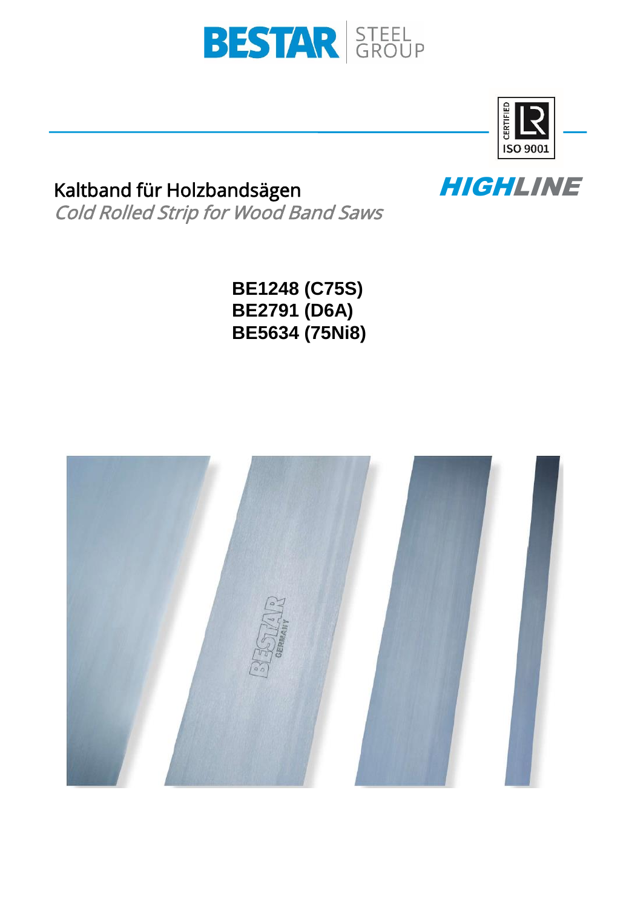BESTAR STEEL GROUP

CERTIFIED ISO 9001

# Kaltband für Holzbandsägen

*Cold Rolled Strip for Wood Band Saws*

**HIGHLINE**

**BE1248 (C75S)**
**BE2791 (D6A)**
**BE5634 (75Ni8)**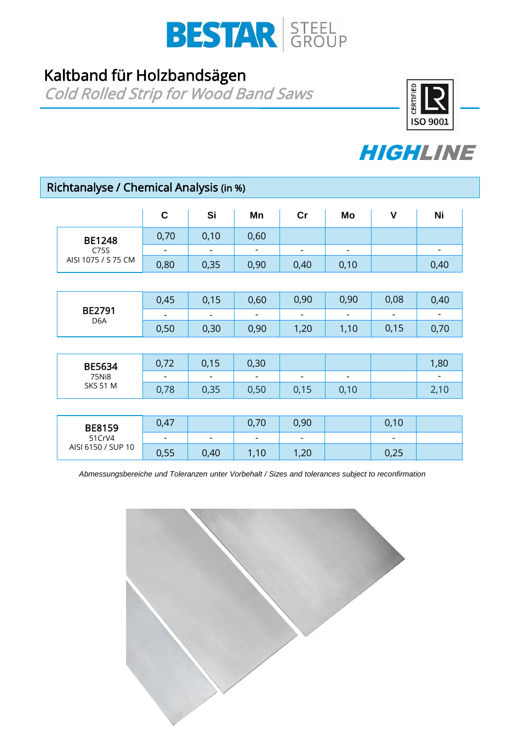# Kaltband für Holzbandsägen

*Cold Rolled Strip for Wood Band Saws*

**HIGHLINE**

## Richtanalyse / Chemical Analysis (in %)

| | C | Si | Mn | Cr | Mo | V | Ni |
|---|---|---|---|---|---|---|---|
| **BE1248** C75S AISI 1075 / S 75 CM | 0,70 | 0,10 | 0,60 | | | | |
| | - | - | - | - | - | | - |
| | 0,80 | 0,35 | 0,90 | 0,40 | 0,10 | | 0,40 |
| **BE2791** D6A | 0,45 | 0,15 | 0,60 | 0,90 | 0,90 | 0,08 | 0,40 |
| | - | - | - | - | - | - | - |
| | 0,50 | 0,30 | 0,90 | 1,20 | 1,10 | 0,15 | 0,70 |
| **BE5634** 75Ni8 SKS 51 M | 0,72 | 0,15 | 0,30 | | | | 1,80 |
| | - | - | - | - | - | | - |
| | 0,78 | 0,35 | 0,50 | 0,15 | 0,10 | | 2,10 |
| **BE8159** 51CrV4 AISI 6150 / SUP 10 | 0,47 | | 0,70 | 0,90 | | 0,10 | |
| | - | - | - | - | | - | |
| | 0,55 | 0,40 | 1,10 | 1,20 | | 0,25 | |

*Abmessungsbereiche und Toleranzen unter Vorbehalt / Sizes and tolerances subject to reconfirmation*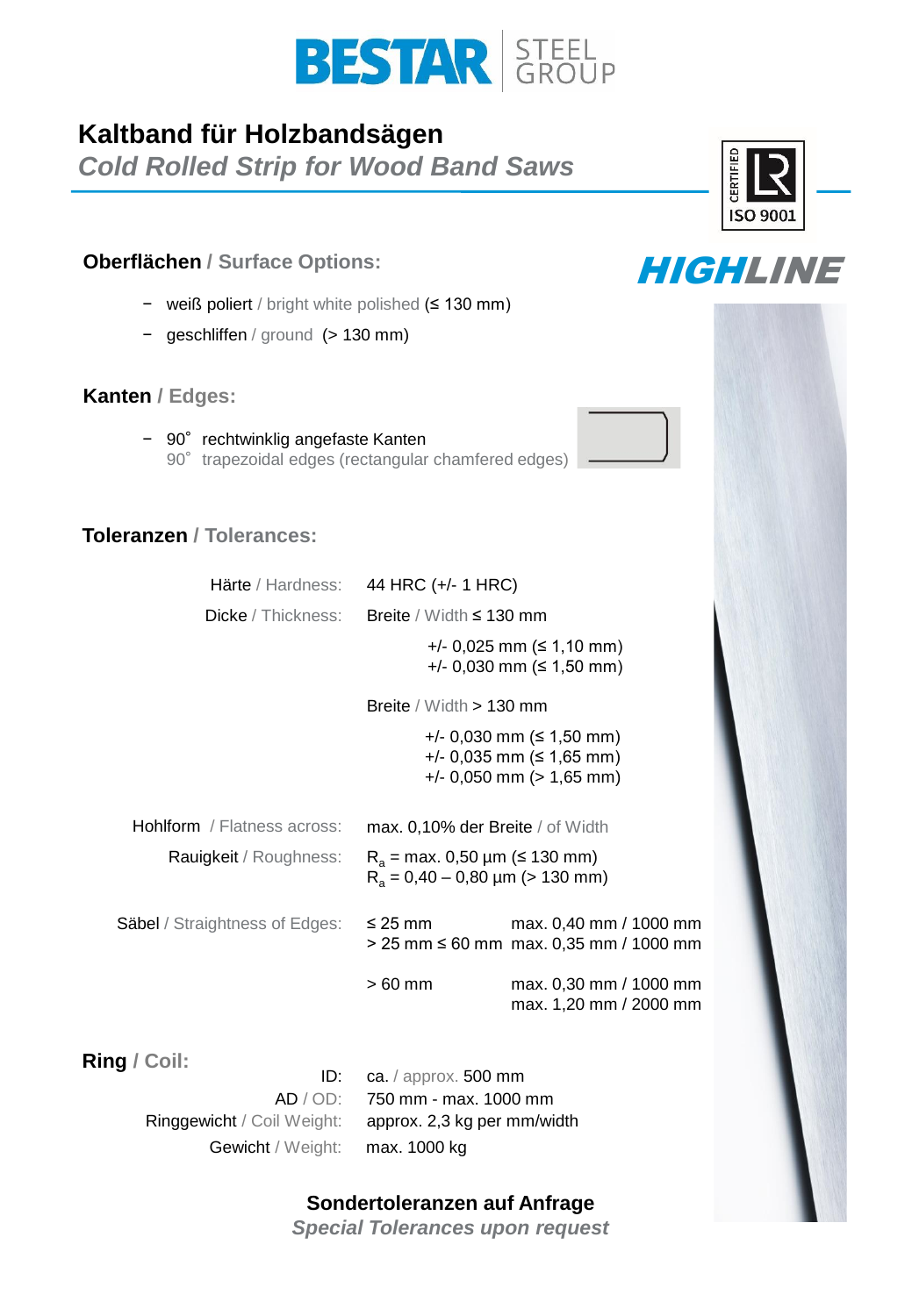BESTAR STEEL GROUP

# Kaltband für Holzbandsägen

*Cold Rolled Strip for Wood Band Saws*

CERTIFIED ISO 9001

**HIGHLINE**

## Oberflächen / Surface Options:

- weiß poliert / bright white polished (≤ 130 mm)
- geschliffen / ground (> 130 mm)

## Kanten / Edges:

- 90° rechtwinklig angefaste Kanten
  90° trapezoidal edges (rectangular chamfered edges)

## Toleranzen / Tolerances:

| | |
|---|---|
| Härte / Hardness: | 44 HRC (+/- 1 HRC) |
| Dicke / Thickness: | Breite / Width ≤ 130 mm<br>+/- 0,025 mm (≤ 1,10 mm)<br>+/- 0,030 mm (≤ 1,50 mm)<br><br>Breite / Width > 130 mm<br>+/- 0,030 mm (≤ 1,50 mm)<br>+/- 0,035 mm (≤ 1,65 mm)<br>+/- 0,050 mm (> 1,65 mm) |
| Hohlform / Flatness across: | max. 0,10% der Breite / of Width |
| Rauigkeit / Roughness: | $R_a$ = max. 0,50 µm (≤ 130 mm)<br>$R_a$ = 0,40 – 0,80 µm (> 130 mm) |
| Säbel / Straightness of Edges: | ≤ 25 mm: max. 0,40 mm / 1000 mm<br>> 25 mm ≤ 60 mm: max. 0,35 mm / 1000 mm<br><br>> 60 mm: max. 0,30 mm / 1000 mm<br>max. 1,20 mm / 2000 mm |

## Ring / Coil:

| | |
|---|---|
| ID: | ca. / approx. 500 mm |
| AD / OD: | 750 mm - max. 1000 mm |
| Ringgewicht / Coil Weight: | approx. 2,3 kg per mm/width |
| Gewicht / Weight: | max. 1000 kg |

**Sondertoleranzen auf Anfrage**

***Special Tolerances upon request***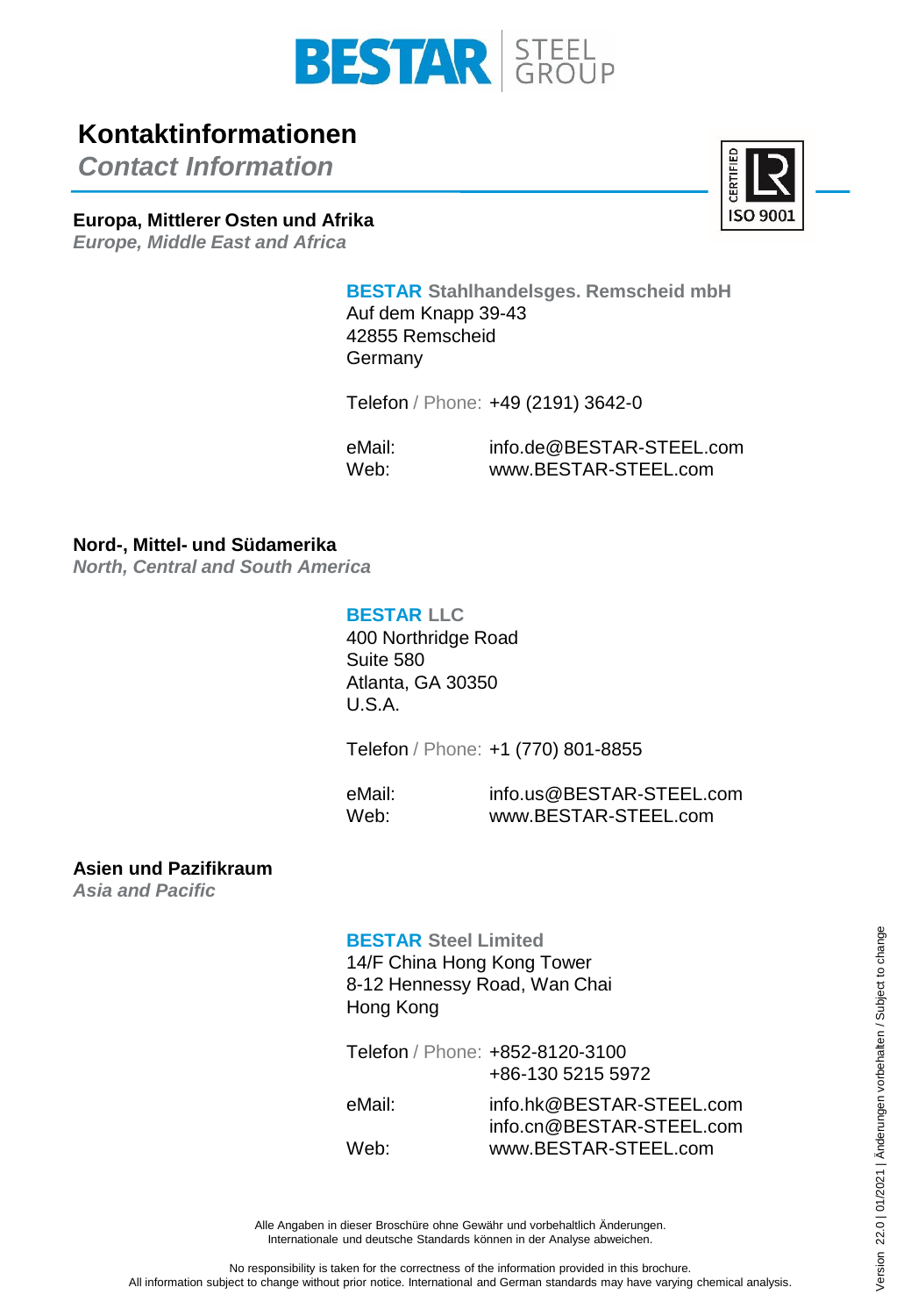BESTAR STEEL GROUP

# Kontaktinformationen

## *Contact Information*

CERTIFIED ISO 9001

### Europa, Mittlerer Osten und Afrika

*Europe, Middle East and Africa*

**BESTAR Stahlhandelsges. Remscheid mbH**
Auf dem Knapp 39-43
42855 Remscheid
Germany

Telefon / Phone: +49 (2191) 3642-0

eMail: info.de@BESTAR-STEEL.com
Web: www.BESTAR-STEEL.com

### Nord-, Mittel- und Südamerika

*North, Central and South America*

**BESTAR LLC**
400 Northridge Road
Suite 580
Atlanta, GA 30350
U.S.A.

Telefon / Phone: +1 (770) 801-8855

eMail: info.us@BESTAR-STEEL.com
Web: www.BESTAR-STEEL.com

### Asien und Pazifikraum

*Asia and Pacific*

**BESTAR Steel Limited**
14/F China Hong Kong Tower
8-12 Hennessy Road, Wan Chai
Hong Kong

Telefon / Phone: +852-8120-3100
+86-130 5215 5972

eMail: info.hk@BESTAR-STEEL.com
info.cn@BESTAR-STEEL.com
Web: www.BESTAR-STEEL.com

Alle Angaben in dieser Broschüre ohne Gewähr und vorbehaltlich Änderungen.
Internationale und deutsche Standards können in der Analyse abweichen.

No responsibility is taken for the correctness of the information provided in this brochure.
All information subject to change without prior notice. International and German standards may have varying chemical analysis.

Version 22.0 | 01/2021 | Änderungen vorbehalten / Subject to change